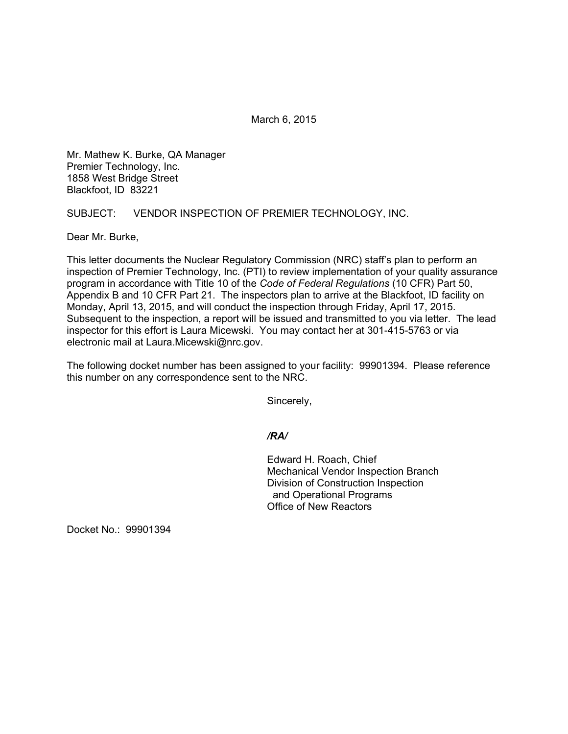March 6, 2015

Mr. Mathew K. Burke, QA Manager
Premier Technology, Inc.
1858 West Bridge Street
Blackfoot, ID 83221

SUBJECT: VENDOR INSPECTION OF PREMIER TECHNOLOGY, INC.

Dear Mr. Burke,

This letter documents the Nuclear Regulatory Commission (NRC) staff's plan to perform an inspection of Premier Technology, Inc. (PTI) to review implementation of your quality assurance program in accordance with Title 10 of the *Code of Federal Regulations* (10 CFR) Part 50, Appendix B and 10 CFR Part 21. The inspectors plan to arrive at the Blackfoot, ID facility on Monday, April 13, 2015, and will conduct the inspection through Friday, April 17, 2015. Subsequent to the inspection, a report will be issued and transmitted to you via letter. The lead inspector for this effort is Laura Micewski. You may contact her at 301-415-5763 or via electronic mail at Laura.Micewski@nrc.gov.

The following docket number has been assigned to your facility: 99901394. Please reference this number on any correspondence sent to the NRC.

Sincerely,

***/RA/***

Edward H. Roach, Chief
Mechanical Vendor Inspection Branch
Division of Construction Inspection
and Operational Programs
Office of New Reactors

Docket No.: 99901394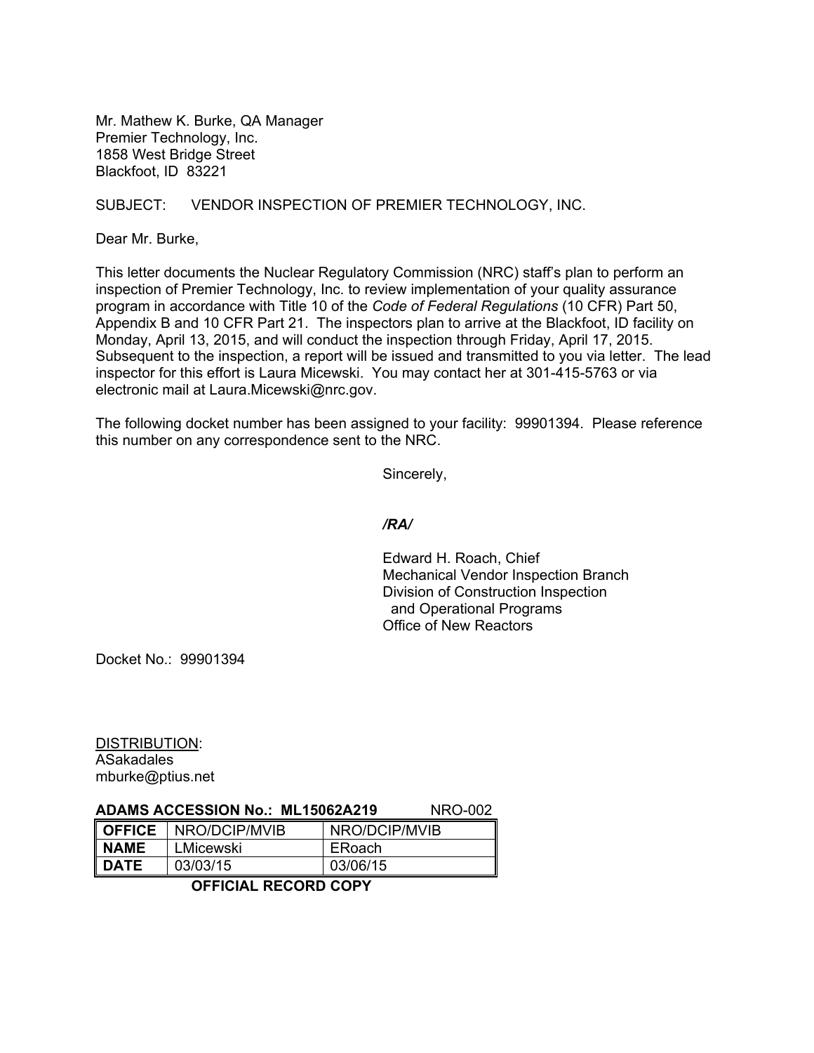Mr. Mathew K. Burke, QA Manager
Premier Technology, Inc.
1858 West Bridge Street
Blackfoot, ID 83221

SUBJECT: VENDOR INSPECTION OF PREMIER TECHNOLOGY, INC.

Dear Mr. Burke,

This letter documents the Nuclear Regulatory Commission (NRC) staff's plan to perform an inspection of Premier Technology, Inc. to review implementation of your quality assurance program in accordance with Title 10 of the *Code of Federal Regulations* (10 CFR) Part 50, Appendix B and 10 CFR Part 21. The inspectors plan to arrive at the Blackfoot, ID facility on Monday, April 13, 2015, and will conduct the inspection through Friday, April 17, 2015. Subsequent to the inspection, a report will be issued and transmitted to you via letter. The lead inspector for this effort is Laura Micewski. You may contact her at 301-415-5763 or via electronic mail at Laura.Micewski@nrc.gov.

The following docket number has been assigned to your facility: 99901394. Please reference this number on any correspondence sent to the NRC.

Sincerely,

*/RA/*

Edward H. Roach, Chief
Mechanical Vendor Inspection Branch
Division of Construction Inspection
and Operational Programs
Office of New Reactors

Docket No.: 99901394

DISTRIBUTION:
ASakadales
mburke@ptius.net

**ADAMS ACCESSION No.: ML15062A219** NRO-002

| **OFFICE** | NRO/DCIP/MVIB | NRO/DCIP/MVIB |
|---|---|---|
| **NAME** | LMicewski | ERoach |
| **DATE** | 03/03/15 | 03/06/15 |

**OFFICIAL RECORD COPY**